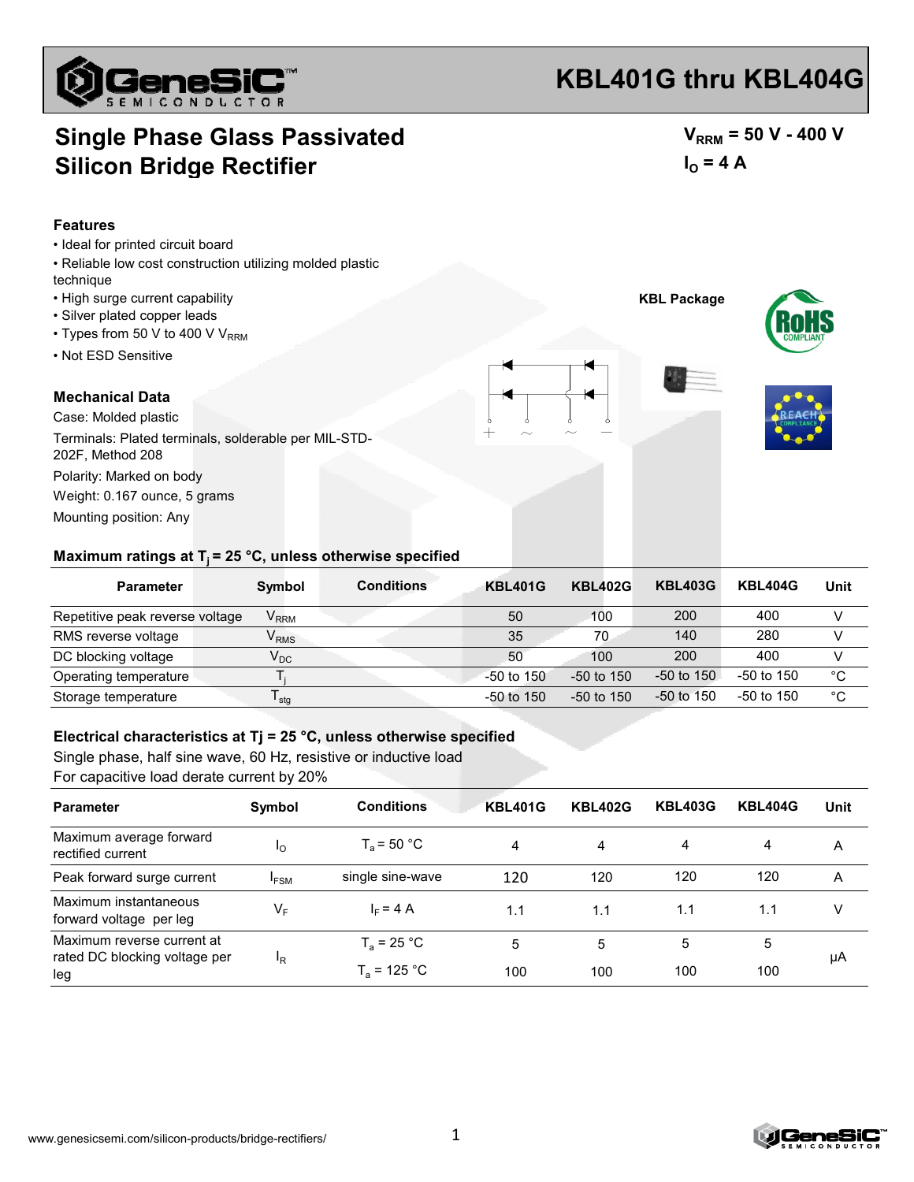# KBL401G thru KBL404G

## Single Phase Glass Passivated Silicon Bridge Rectifier

$V_{RRM}$ = 50 V - 400 V
$I_O$ = 4 A

### Features

- Ideal for printed circuit board
- Reliable low cost construction utilizing molded plastic technique
- High surge current capability
- Silver plated copper leads
- Types from 50 V to 400 V $V_{RRM}$
- Not ESD Sensitive

**KBL Package**

### Mechanical Data

Case: Molded plastic

Terminals: Plated terminals, solderable per MIL-STD-202F, Method 208

Polarity: Marked on body

Weight: 0.167 ounce, 5 grams

Mounting position: Any

### Maximum ratings at $T_j$ = 25 °C, unless otherwise specified

| Parameter | Symbol | Conditions | KBL401G | KBL402G | KBL403G | KBL404G | Unit |
|---|---|---|---|---|---|---|---|
| Repetitive peak reverse voltage | $V_{RRM}$ | | 50 | 100 | 200 | 400 | V |
| RMS reverse voltage | $V_{RMS}$ | | 35 | 70 | 140 | 280 | V |
| DC blocking voltage | $V_{DC}$ | | 50 | 100 | 200 | 400 | V |
| Operating temperature | $T_j$ | | -50 to 150 | -50 to 150 | -50 to 150 | -50 to 150 | °C |
| Storage temperature | $T_{stg}$ | | -50 to 150 | -50 to 150 | -50 to 150 | -50 to 150 | °C |

### Electrical characteristics at Tj = 25 °C, unless otherwise specified

Single phase, half sine wave, 60 Hz, resistive or inductive load

For capacitive load derate current by 20%

| Parameter | Symbol | Conditions | KBL401G | KBL402G | KBL403G | KBL404G | Unit |
|---|---|---|---|---|---|---|---|
| Maximum average forward rectified current | $I_O$ | $T_a$ = 50 °C | 4 | 4 | 4 | 4 | A |
| Peak forward surge current | $I_{FSM}$ | single sine-wave | 120 | 120 | 120 | 120 | A |
| Maximum instantaneous forward voltage per leg | $V_F$ | $I_F$ = 4 A | 1.1 | 1.1 | 1.1 | 1.1 | V |
| Maximum reverse current at rated DC blocking voltage per leg | $I_R$ | $T_a$ = 25 °C | 5 | 5 | 5 | 5 | μA |
| | | $T_a$ = 125 °C | 100 | 100 | 100 | 100 | μA |

www.genesicsemi.com/silicon-products/bridge-rectifiers/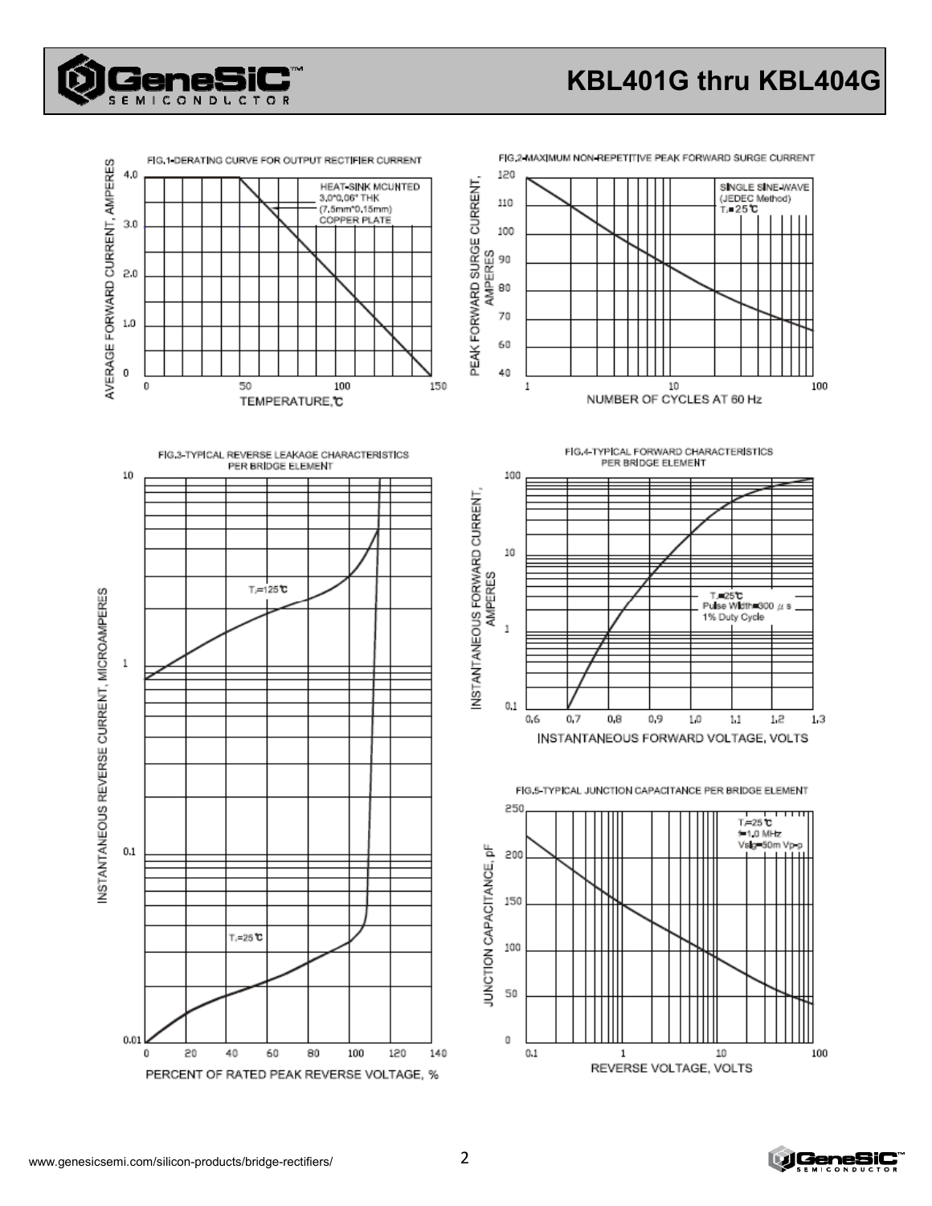# KBL401G thru KBL404G

FIG.1-DERATING CURVE FOR OUTPUT RECTIFIER CURRENT

AVERAGE FORWARD CURRENT, AMPERES

4.0
3.0
2.0
1.0
0

HEAT-SINK MOUNTED
3.0*0.06" THK
(7.5mm*0.15mm)
COPPER PLATE

0 50 100 150

TEMPERATURE,℃

FIG.2-MAXIMUM NON-REPETITIVE PEAK FORWARD SURGE CURRENT

PEAK FORWARD SURGE CURRENT, AMPERES

120
110
100
90
80
70
60
40

SINGLE SINE-WAVE
(JEDEC Method)
$T_J$=25℃

1 10 100

NUMBER OF CYCLES AT 60 Hz

FIG.3-TYPICAL REVERSE LEAKAGE CHARACTERISTICS PER BRIDGE ELEMENT

INSTANTANEOUS REVERSE CURRENT, MICROAMPERES

10
1
0.1
0.01

$T_J$=125℃

$T_J$=25℃

0 20 40 60 80 100 120 140

PERCENT OF RATED PEAK REVERSE VOLTAGE, %

FIG.4-TYPICAL FORWARD CHARACTERISTICS PER BRIDGE ELEMENT

INSTANTANEOUS FORWARD CURRENT, AMPERES

100
10
1
0.1

$T_J$=25℃
Pulse Width=300 $\mu$ s
1% Duty Cycle

0.6 0.7 0.8 0.9 1.0 1.1 1.2 1.3

INSTANTANEOUS FORWARD VOLTAGE, VOLTS

FIG.5-TYPICAL JUNCTION CAPACITANCE PER BRIDGE ELEMENT

JUNCTION CAPACITANCE, pF

250
200
150
100
50
0

$T_J$=25℃
f=1.0 MHz
Vsig=50m Vp-p

0.1 1 10 100

REVERSE VOLTAGE, VOLTS

www.genesicsemi.com/silicon-products/bridge-rectifiers/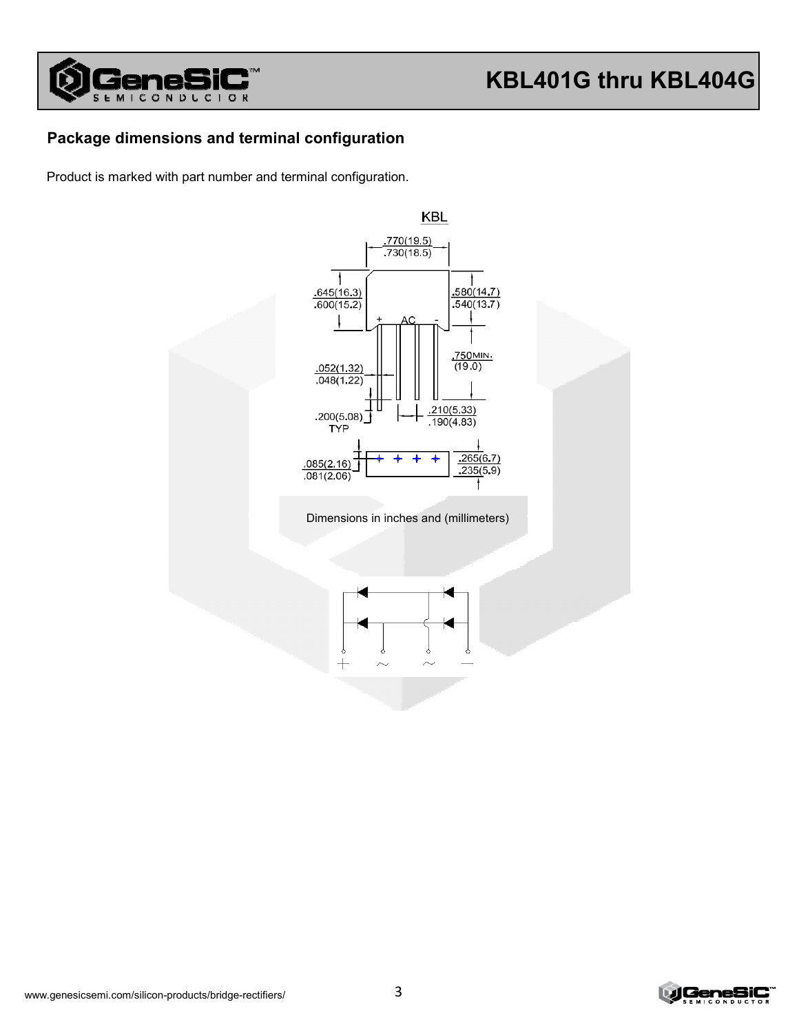## Package dimensions and terminal configuration

Product is marked with part number and terminal configuration.

KBL

.770(19.5)
.730(18.5)

.645(16.3)
.600(15.2)

.580(14.7)
.540(13.7)

\+ AC -

.750MIN.
(19.0)

.052(1.32)
.048(1.22)

.200(5.08)
TYP

.210(5.33)
.190(4.83)

.085(2.16)
.081(2.06)

.265(6.7)
.235(5.9)

Dimensions in inches and (millimeters)

\+ ~ ~ —